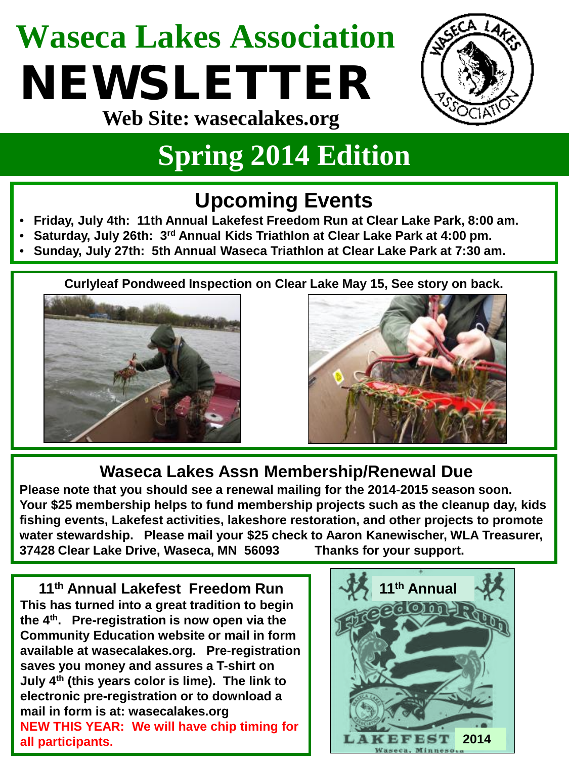# Waseca Lakes Association

# NEWSLETTER

**Web Site: wasecalakes.org**

## Spring 2014 Edition

## Upcoming Events

- **Friday, July 4th: 11th Annual Lakefest Freedom Run at Clear Lake Park, 8:00 am.**
- **Saturday, July 26th: 3rd Annual Kids Triathlon at Clear Lake Park at 4:00 pm.**
- **Sunday, July 27th: 5th Annual Waseca Triathlon at Clear Lake Park at 7:30 am.**

**Curlyleaf Pondweed Inspection on Clear Lake May 15, See story on back.**

## Waseca Lakes Assn Membership/Renewal Due

**Please note that you should see a renewal mailing for the 2014-2015 season soon. Your $25 membership helps to fund membership projects such as the cleanup day, kids fishing events, Lakefest activities, lakeshore restoration, and other projects to promote water stewardship. Please mail your $25 check to Aaron Kanewischer, WLA Treasurer, 37428 Clear Lake Drive, Waseca, MN 56093 Thanks for your support.**

## 11th Annual Lakefest Freedom Run

**This has turned into a great tradition to begin the 4th. Pre-registration is now open via the Community Education website or mail in form available at wasecalakes.org. Pre-registration saves you money and assures a T-shirt on July 4th (this years color is lime). The link to electronic pre-registration or to download a mail in form is at: wasecalakes.org**

**NEW THIS YEAR: We will have chip timing for all participants.**

11th Annual

Freedom Run

LAKEFEST 2014

Waseca, Minnesota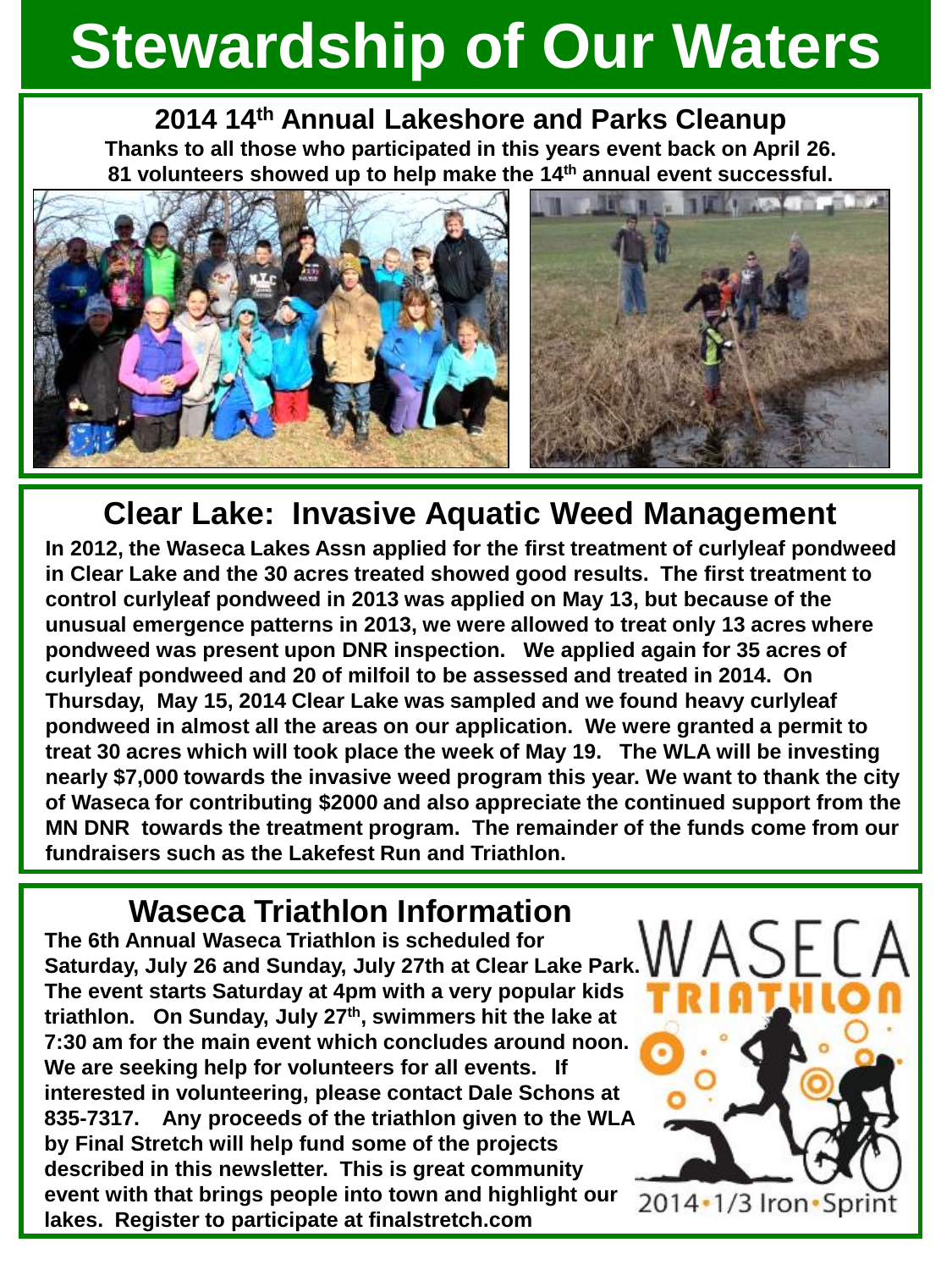# Stewardship of Our Waters

## 2014 14th Annual Lakeshore and Parks Cleanup

**Thanks to all those who participated in this years event back on April 26. 81 volunteers showed up to help make the 14th annual event successful.**

## Clear Lake: Invasive Aquatic Weed Management

**In 2012, the Waseca Lakes Assn applied for the first treatment of curlyleaf pondweed in Clear Lake and the 30 acres treated showed good results. The first treatment to control curlyleaf pondweed in 2013 was applied on May 13, but because of the unusual emergence patterns in 2013, we were allowed to treat only 13 acres where pondweed was present upon DNR inspection. We applied again for 35 acres of curlyleaf pondweed and 20 of milfoil to be assessed and treated in 2014. On Thursday, May 15, 2014 Clear Lake was sampled and we found heavy curlyleaf pondweed in almost all the areas on our application. We were granted a permit to treat 30 acres which will took place the week of May 19. The WLA will be investing nearly $7,000 towards the invasive weed program this year. We want to thank the city of Waseca for contributing $2000 and also appreciate the continued support from the MN DNR towards the treatment program. The remainder of the funds come from our fundraisers such as the Lakefest Run and Triathlon.**

## Waseca Triathlon Information

**The 6th Annual Waseca Triathlon is scheduled for Saturday, July 26 and Sunday, July 27th at Clear Lake Park. The event starts Saturday at 4pm with a very popular kids triathlon. On Sunday, July 27th, swimmers hit the lake at 7:30 am for the main event which concludes around noon. We are seeking help for volunteers for all events. If interested in volunteering, please contact Dale Schons at 835-7317. Any proceeds of the triathlon given to the WLA by Final Stretch will help fund some of the projects described in this newsletter. This is great community event with that brings people into town and highlight our lakes. Register to participate at finalstretch.com**

WASECA TRIATHLON

2014 • 1/3 Iron • Sprint